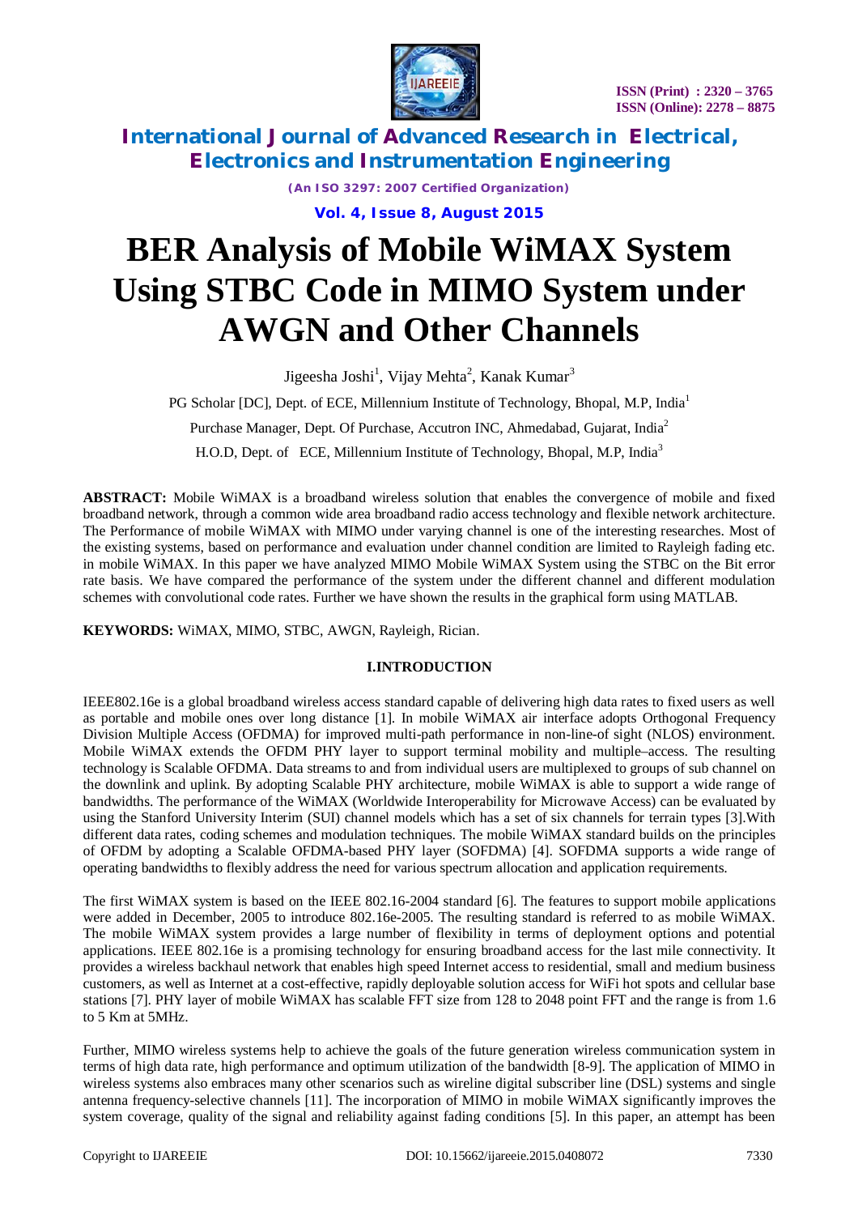# BER Analysis of Mobile WiMAX System Using STBC Code in MIMO System under AWGN and Other Channels

Jigeesha Joshi[1], Vijay Mehta[2], Kanak Kumar[3]

PG Scholar [DC], Dept. of ECE, Millennium Institute of Technology, Bhopal, M.P, India[1]

Purchase Manager, Dept. Of Purchase, Accutron INC, Ahmedabad, Gujarat, India[2]

H.O.D, Dept. of ECE, Millennium Institute of Technology, Bhopal, M.P, India[3]

**ABSTRACT:** Mobile WiMAX is a broadband wireless solution that enables the convergence of mobile and fixed broadband network, through a common wide area broadband radio access technology and flexible network architecture. The Performance of mobile WiMAX with MIMO under varying channel is one of the interesting researches. Most of the existing systems, based on performance and evaluation under channel condition are limited to Rayleigh fading etc. in mobile WiMAX. In this paper we have analyzed MIMO Mobile WiMAX System using the STBC on the Bit error rate basis. We have compared the performance of the system under the different channel and different modulation schemes with convolutional code rates. Further we have shown the results in the graphical form using MATLAB.

**KEYWORDS:** WiMAX, MIMO, STBC, AWGN, Rayleigh, Rician.

## I.INTRODUCTION

IEEE802.16e is a global broadband wireless access standard capable of delivering high data rates to fixed users as well as portable and mobile ones over long distance [1]. In mobile WiMAX air interface adopts Orthogonal Frequency Division Multiple Access (OFDMA) for improved multi-path performance in non-line-of sight (NLOS) environment. Mobile WiMAX extends the OFDM PHY layer to support terminal mobility and multiple–access. The resulting technology is Scalable OFDMA. Data streams to and from individual users are multiplexed to groups of sub channel on the downlink and uplink. By adopting Scalable PHY architecture, mobile WiMAX is able to support a wide range of bandwidths. The performance of the WiMAX (Worldwide Interoperability for Microwave Access) can be evaluated by using the Stanford University Interim (SUI) channel models which has a set of six channels for terrain types [3].With different data rates, coding schemes and modulation techniques. The mobile WiMAX standard builds on the principles of OFDM by adopting a Scalable OFDMA-based PHY layer (SOFDMA) [4]. SOFDMA supports a wide range of operating bandwidths to flexibly address the need for various spectrum allocation and application requirements.

The first WiMAX system is based on the IEEE 802.16-2004 standard [6]. The features to support mobile applications were added in December, 2005 to introduce 802.16e-2005. The resulting standard is referred to as mobile WiMAX. The mobile WiMAX system provides a large number of flexibility in terms of deployment options and potential applications. IEEE 802.16e is a promising technology for ensuring broadband access for the last mile connectivity. It provides a wireless backhaul network that enables high speed Internet access to residential, small and medium business customers, as well as Internet at a cost-effective, rapidly deployable solution access for WiFi hot spots and cellular base stations [7]. PHY layer of mobile WiMAX has scalable FFT size from 128 to 2048 point FFT and the range is from 1.6 to 5 Km at 5MHz.

Further, MIMO wireless systems help to achieve the goals of the future generation wireless communication system in terms of high data rate, high performance and optimum utilization of the bandwidth [8-9]. The application of MIMO in wireless systems also embraces many other scenarios such as wireline digital subscriber line (DSL) systems and single antenna frequency-selective channels [11]. The incorporation of MIMO in mobile WiMAX significantly improves the system coverage, quality of the signal and reliability against fading conditions [5]. In this paper, an attempt has been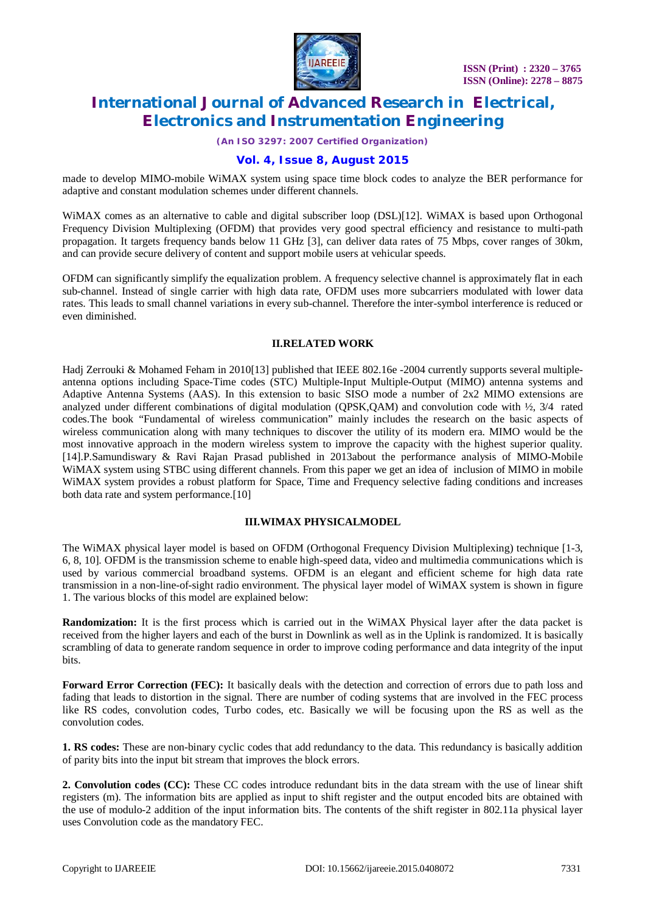made to develop MIMO-mobile WiMAX system using space time block codes to analyze the BER performance for adaptive and constant modulation schemes under different channels.

WiMAX comes as an alternative to cable and digital subscriber loop (DSL)[12]. WiMAX is based upon Orthogonal Frequency Division Multiplexing (OFDM) that provides very good spectral efficiency and resistance to multi-path propagation. It targets frequency bands below 11 GHz [3], can deliver data rates of 75 Mbps, cover ranges of 30km, and can provide secure delivery of content and support mobile users at vehicular speeds.

OFDM can significantly simplify the equalization problem. A frequency selective channel is approximately flat in each sub-channel. Instead of single carrier with high data rate, OFDM uses more subcarriers modulated with lower data rates. This leads to small channel variations in every sub-channel. Therefore the inter-symbol interference is reduced or even diminished.

## II.RELATED WORK

Hadj Zerrouki & Mohamed Feham in 2010[13] published that IEEE 802.16e -2004 currently supports several multiple-antenna options including Space-Time codes (STC) Multiple-Input Multiple-Output (MIMO) antenna systems and Adaptive Antenna Systems (AAS). In this extension to basic SISO mode a number of 2x2 MIMO extensions are analyzed under different combinations of digital modulation (QPSK,QAM) and convolution code with ½, 3/4 rated codes.The book "Fundamental of wireless communication" mainly includes the research on the basic aspects of wireless communication along with many techniques to discover the utility of its modern era. MIMO would be the most innovative approach in the modern wireless system to improve the capacity with the highest superior quality.[14].P.Samundiswary & Ravi Rajan Prasad published in 2013about the performance analysis of MIMO-Mobile WiMAX system using STBC using different channels. From this paper we get an idea of inclusion of MIMO in mobile WiMAX system provides a robust platform for Space, Time and Frequency selective fading conditions and increases both data rate and system performance.[10]

## III.WIMAX PHYSICALMODEL

The WiMAX physical layer model is based on OFDM (Orthogonal Frequency Division Multiplexing) technique [1-3, 6, 8, 10]. OFDM is the transmission scheme to enable high-speed data, video and multimedia communications which is used by various commercial broadband systems. OFDM is an elegant and efficient scheme for high data rate transmission in a non-line-of-sight radio environment. The physical layer model of WiMAX system is shown in figure 1. The various blocks of this model are explained below:

**Randomization:** It is the first process which is carried out in the WiMAX Physical layer after the data packet is received from the higher layers and each of the burst in Downlink as well as in the Uplink is randomized. It is basically scrambling of data to generate random sequence in order to improve coding performance and data integrity of the input bits.

**Forward Error Correction (FEC):** It basically deals with the detection and correction of errors due to path loss and fading that leads to distortion in the signal. There are number of coding systems that are involved in the FEC process like RS codes, convolution codes, Turbo codes, etc. Basically we will be focusing upon the RS as well as the convolution codes.

**1. RS codes:** These are non-binary cyclic codes that add redundancy to the data. This redundancy is basically addition of parity bits into the input bit stream that improves the block errors.

**2. Convolution codes (CC):** These CC codes introduce redundant bits in the data stream with the use of linear shift registers (m). The information bits are applied as input to shift register and the output encoded bits are obtained with the use of modulo-2 addition of the input information bits. The contents of the shift register in 802.11a physical layer uses Convolution code as the mandatory FEC.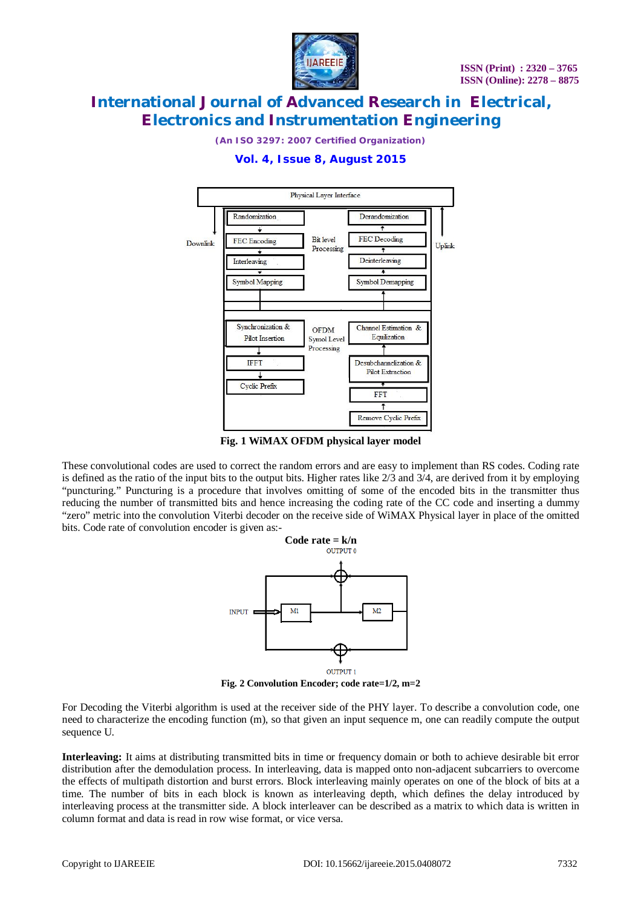Fig. 1 WiMAX OFDM physical layer model

These convolutional codes are used to correct the random errors and are easy to implement than RS codes. Coding rate is defined as the ratio of the input bits to the output bits. Higher rates like 2/3 and 3/4, are derived from it by employing "puncturing." Puncturing is a procedure that involves omitting of some of the encoded bits in the transmitter thus reducing the number of transmitted bits and hence increasing the coding rate of the CC code and inserting a dummy "zero" metric into the convolution Viterbi decoder on the receive side of WiMAX Physical layer in place of the omitted bits. Code rate of convolution encoder is given as:-

**Code rate = k/n**

Fig. 2 Convolution Encoder; code rate=1/2, m=2

For Decoding the Viterbi algorithm is used at the receiver side of the PHY layer. To describe a convolution code, one need to characterize the encoding function (m), so that given an input sequence m, one can readily compute the output sequence U.

**Interleaving:** It aims at distributing transmitted bits in time or frequency domain or both to achieve desirable bit error distribution after the demodulation process. In interleaving, data is mapped onto non-adjacent subcarriers to overcome the effects of multipath distortion and burst errors. Block interleaving mainly operates on one of the block of bits at a time. The number of bits in each block is known as interleaving depth, which defines the delay introduced by interleaving process at the transmitter side. A block interleaver can be described as a matrix to which data is written in column format and data is read in row wise format, or vice versa.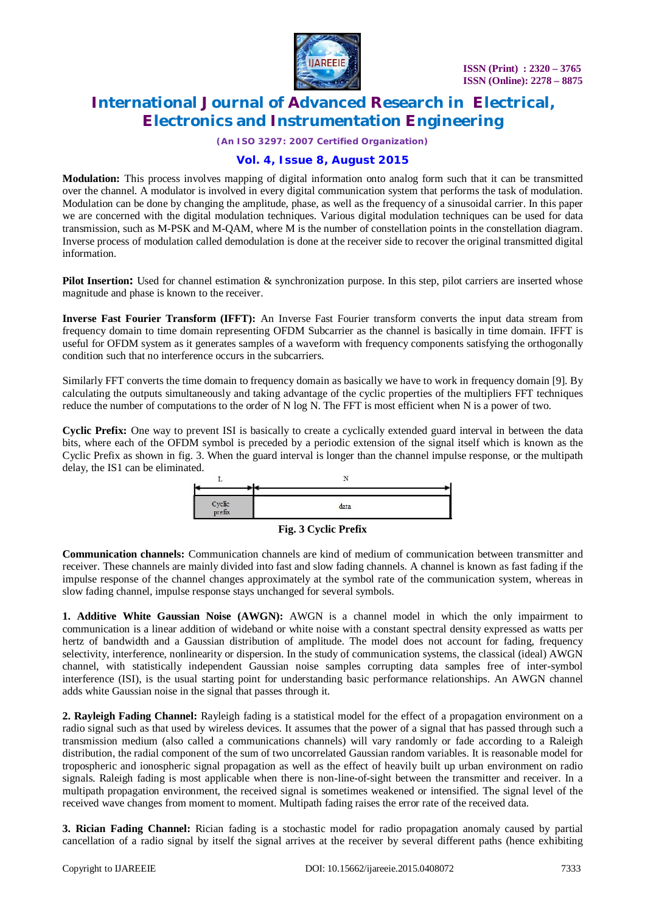**Modulation:** This process involves mapping of digital information onto analog form such that it can be transmitted over the channel. A modulator is involved in every digital communication system that performs the task of modulation. Modulation can be done by changing the amplitude, phase, as well as the frequency of a sinusoidal carrier. In this paper we are concerned with the digital modulation techniques. Various digital modulation techniques can be used for data transmission, such as M-PSK and M-QAM, where M is the number of constellation points in the constellation diagram. Inverse process of modulation called demodulation is done at the receiver side to recover the original transmitted digital information.

**Pilot Insertion:** Used for channel estimation & synchronization purpose. In this step, pilot carriers are inserted whose magnitude and phase is known to the receiver.

**Inverse Fast Fourier Transform (IFFT):** An Inverse Fast Fourier transform converts the input data stream from frequency domain to time domain representing OFDM Subcarrier as the channel is basically in time domain. IFFT is useful for OFDM system as it generates samples of a waveform with frequency components satisfying the orthogonally condition such that no interference occurs in the subcarriers.

Similarly FFT converts the time domain to frequency domain as basically we have to work in frequency domain [9]. By calculating the outputs simultaneously and taking advantage of the cyclic properties of the multipliers FFT techniques reduce the number of computations to the order of N log N. The FFT is most efficient when N is a power of two.

**Cyclic Prefix:** One way to prevent ISI is basically to create a cyclically extended guard interval in between the data bits, where each of the OFDM symbol is preceded by a periodic extension of the signal itself which is known as the Cyclic Prefix as shown in fig. 3. When the guard interval is longer than the channel impulse response, or the multipath delay, the IS1 can be eliminated.

| L | N |
|---|---|
| Cyclic prefix | data |

**Fig. 3 Cyclic Prefix**

**Communication channels:** Communication channels are kind of medium of communication between transmitter and receiver. These channels are mainly divided into fast and slow fading channels. A channel is known as fast fading if the impulse response of the channel changes approximately at the symbol rate of the communication system, whereas in slow fading channel, impulse response stays unchanged for several symbols.

**1. Additive White Gaussian Noise (AWGN):** AWGN is a channel model in which the only impairment to communication is a linear addition of wideband or white noise with a constant spectral density expressed as watts per hertz of bandwidth and a Gaussian distribution of amplitude. The model does not account for fading, frequency selectivity, interference, nonlinearity or dispersion. In the study of communication systems, the classical (ideal) AWGN channel, with statistically independent Gaussian noise samples corrupting data samples free of inter-symbol interference (ISI), is the usual starting point for understanding basic performance relationships. An AWGN channel adds white Gaussian noise in the signal that passes through it.

**2. Rayleigh Fading Channel:** Rayleigh fading is a statistical model for the effect of a propagation environment on a radio signal such as that used by wireless devices. It assumes that the power of a signal that has passed through such a transmission medium (also called a communications channels) will vary randomly or fade according to a Raleigh distribution, the radial component of the sum of two uncorrelated Gaussian random variables. It is reasonable model for tropospheric and ionospheric signal propagation as well as the effect of heavily built up urban environment on radio signals. Raleigh fading is most applicable when there is non-line-of-sight between the transmitter and receiver. In a multipath propagation environment, the received signal is sometimes weakened or intensified. The signal level of the received wave changes from moment to moment. Multipath fading raises the error rate of the received data.

**3. Rician Fading Channel:** Rician fading is a stochastic model for radio propagation anomaly caused by partial cancellation of a radio signal by itself the signal arrives at the receiver by several different paths (hence exhibiting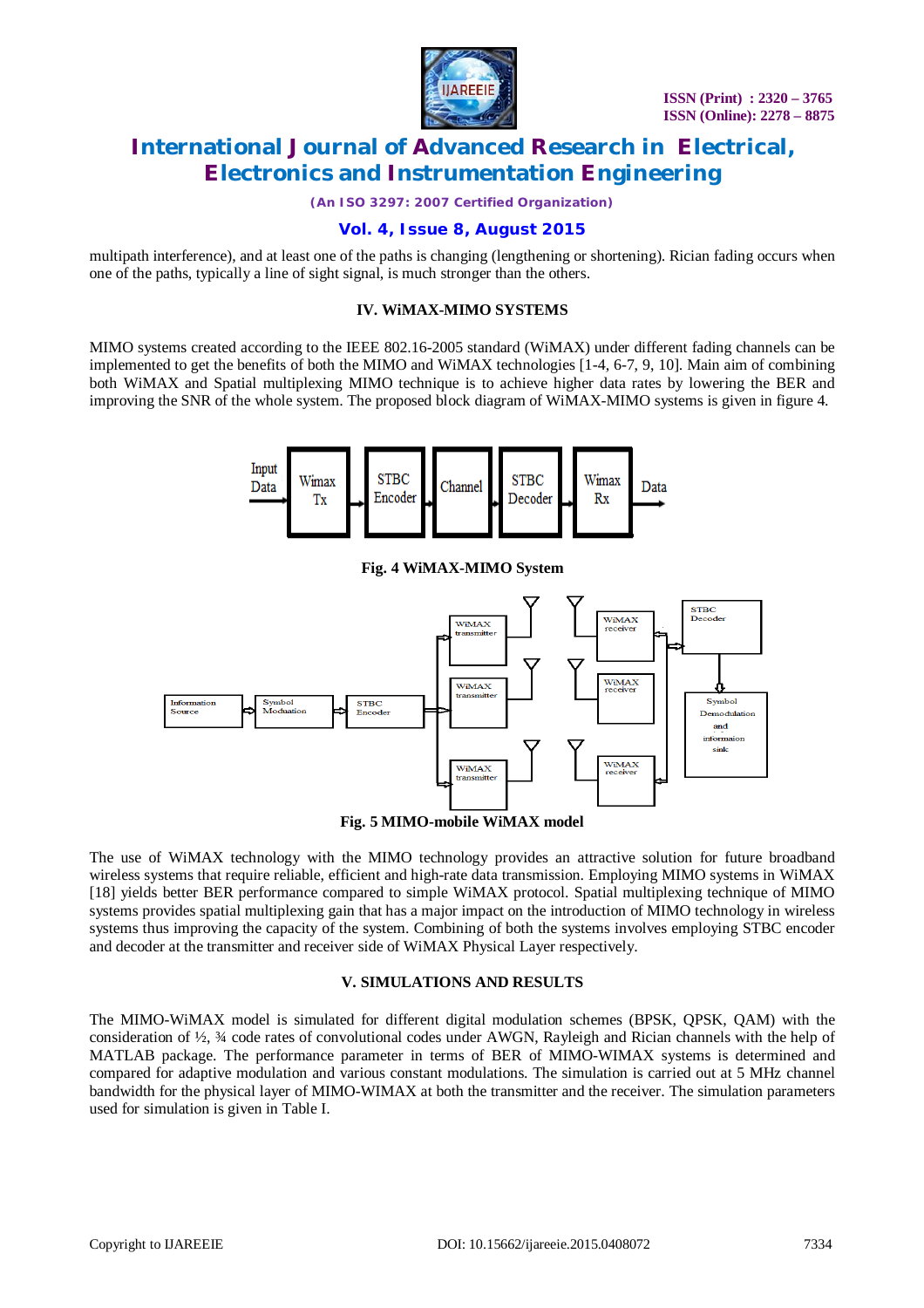multipath interference), and at least one of the paths is changing (lengthening or shortening). Rician fading occurs when one of the paths, typically a line of sight signal, is much stronger than the others.

## IV. WiMAX-MIMO SYSTEMS

MIMO systems created according to the IEEE 802.16-2005 standard (WiMAX) under different fading channels can be implemented to get the benefits of both the MIMO and WiMAX technologies [1-4, 6-7, 9, 10]. Main aim of combining both WiMAX and Spatial multiplexing MIMO technique is to achieve higher data rates by lowering the BER and improving the SNR of the whole system. The proposed block diagram of WiMAX-MIMO systems is given in figure 4.

Fig. 4 WiMAX-MIMO System

Fig. 5 MIMO-mobile WiMAX model

The use of WiMAX technology with the MIMO technology provides an attractive solution for future broadband wireless systems that require reliable, efficient and high-rate data transmission. Employing MIMO systems in WiMAX [18] yields better BER performance compared to simple WiMAX protocol. Spatial multiplexing technique of MIMO systems provides spatial multiplexing gain that has a major impact on the introduction of MIMO technology in wireless systems thus improving the capacity of the system. Combining of both the systems involves employing STBC encoder and decoder at the transmitter and receiver side of WiMAX Physical Layer respectively.

## V. SIMULATIONS AND RESULTS

The MIMO-WiMAX model is simulated for different digital modulation schemes (BPSK, QPSK, QAM) with the consideration of ½, ¾ code rates of convolutional codes under AWGN, Rayleigh and Rician channels with the help of MATLAB package. The performance parameter in terms of BER of MIMO-WIMAX systems is determined and compared for adaptive modulation and various constant modulations. The simulation is carried out at 5 MHz channel bandwidth for the physical layer of MIMO-WIMAX at both the transmitter and the receiver. The simulation parameters used for simulation is given in Table I.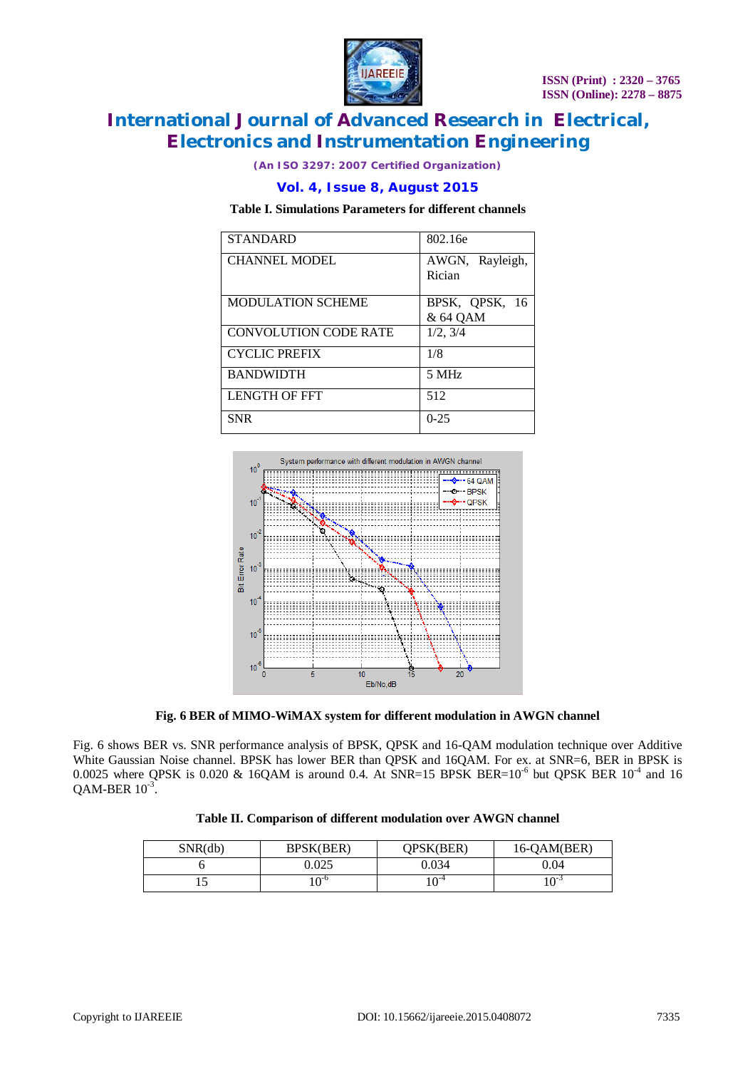**Table I. Simulations Parameters for different channels**

| | |
|---|---|
| STANDARD | 802.16e |
| CHANNEL MODEL | AWGN, Rayleigh, Rician |
| MODULATION SCHEME | BPSK, QPSK, 16 & 64 QAM |
| CONVOLUTION CODE RATE | 1/2, 3/4 |
| CYCLIC PREFIX | 1/8 |
| BANDWIDTH | 5 MHz |
| LENGTH OF FFT | 512 |
| SNR | 0-25 |

**Fig. 6 BER of MIMO-WiMAX system for different modulation in AWGN channel**

Fig. 6 shows BER vs. SNR performance analysis of BPSK, QPSK and 16-QAM modulation technique over Additive White Gaussian Noise channel. BPSK has lower BER than QPSK and 16QAM. For ex. at SNR=6, BER in BPSK is 0.0025 where QPSK is 0.020 & 16QAM is around 0.4. At SNR=15 BPSK BER=$10^{-6}$ but QPSK BER $10^{-4}$ and 16 QAM-BER $10^{-3}$.

**Table II. Comparison of different modulation over AWGN channel**

| SNR(db) | BPSK(BER) | QPSK(BER) | 16-QAM(BER) |
|---|---|---|---|
| 6 | 0.025 | 0.034 | 0.04 |
| 15 | $10^{-6}$ | $10^{-4}$ | $10^{-3}$ |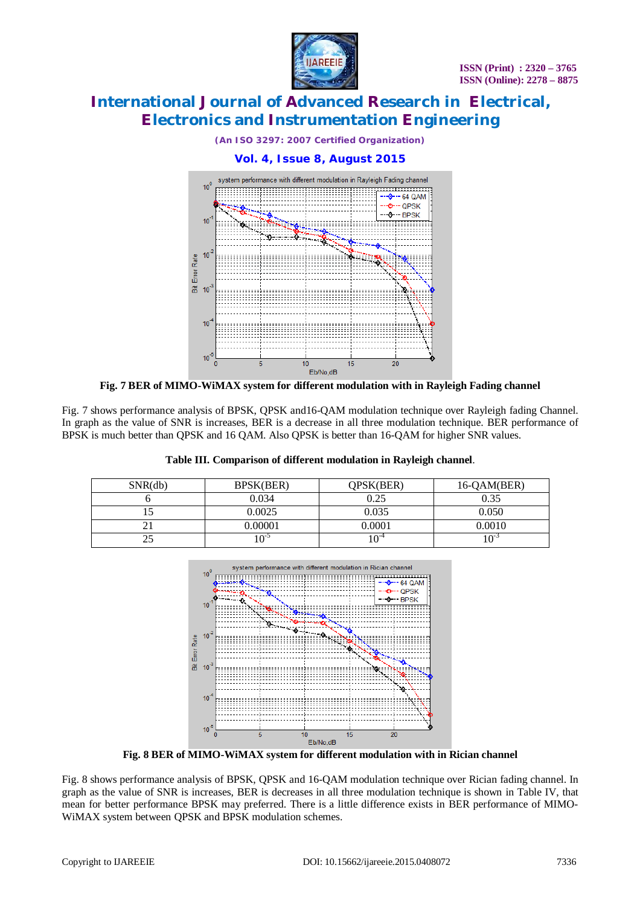Fig. 7 BER of MIMO-WiMAX system for different modulation with in Rayleigh Fading channel

Fig. 7 shows performance analysis of BPSK, QPSK and16-QAM modulation technique over Rayleigh fading Channel. In graph as the value of SNR is increases, BER is a decrease in all three modulation technique. BER performance of BPSK is much better than QPSK and 16 QAM. Also QPSK is better than 16-QAM for higher SNR values.

**Table III. Comparison of different modulation in Rayleigh channel**.

| SNR(db) | BPSK(BER) | QPSK(BER) | 16-QAM(BER) |
|---|---|---|---|
| 6 | 0.034 | 0.25 | 0.35 |
| 15 | 0.0025 | 0.035 | 0.050 |
| 21 | 0.00001 | 0.0001 | 0.0010 |
| 25 | $10^{-5}$ | $10^{-4}$ | $10^{-3}$ |

Fig. 8 BER of MIMO-WiMAX system for different modulation with in Rician channel

Fig. 8 shows performance analysis of BPSK, QPSK and 16-QAM modulation technique over Rician fading channel. In graph as the value of SNR is increases, BER is decreases in all three modulation technique is shown in Table IV, that mean for better performance BPSK may preferred. There is a little difference exists in BER performance of MIMO-WiMAX system between QPSK and BPSK modulation schemes.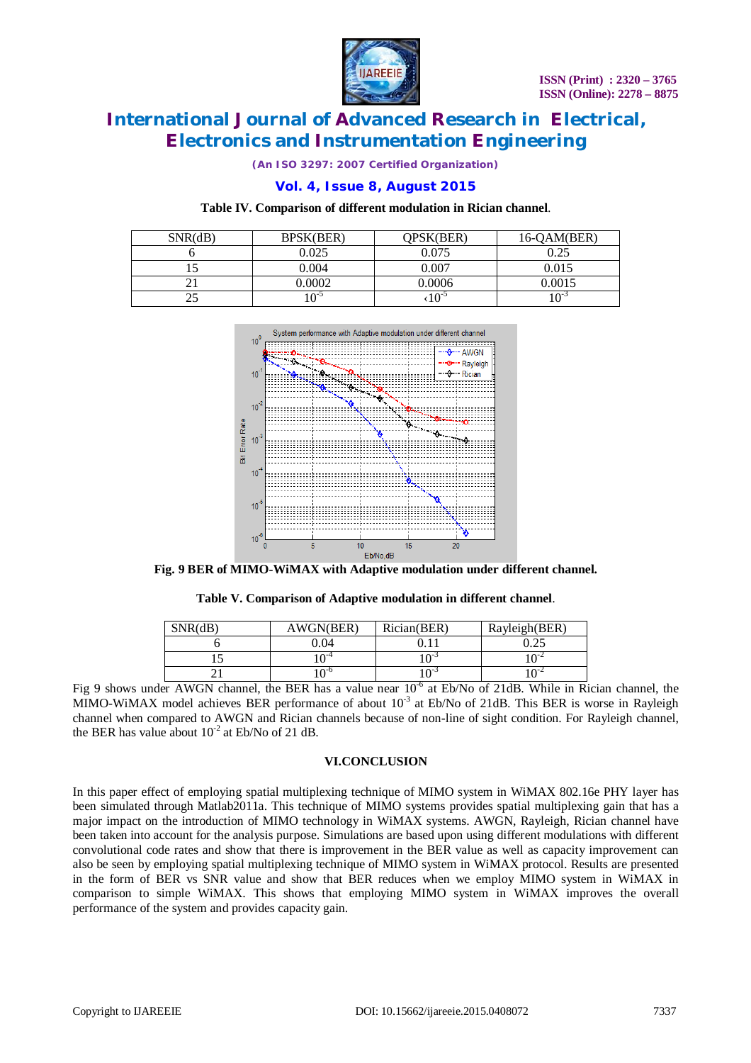Table IV. Comparison of different modulation in Rician channel.

| SNR(dB) | BPSK(BER) | QPSK(BER) | 16-QAM(BER) |
|---|---|---|---|
| 6 | 0.025 | 0.075 | 0.25 |
| 15 | 0.004 | 0.007 | 0.015 |
| 21 | 0.0002 | 0.0006 | 0.0015 |
| 25 | $10^{-5}$ | $<10^{-5}$ | $10^{-3}$ |

Fig. 9 BER of MIMO-WiMAX with Adaptive modulation under different channel.

Table V. Comparison of Adaptive modulation in different channel.

| SNR(dB) | AWGN(BER) | Rician(BER) | Rayleigh(BER) |
|---|---|---|---|
| 6 | 0.04 | 0.11 | 0.25 |
| 15 | $10^{-4}$ | $10^{-3}$ | $10^{-2}$ |
| 21 | $10^{-6}$ | $10^{-3}$ | $10^{-2}$ |

Fig 9 shows under AWGN channel, the BER has a value near $10^{-6}$ at Eb/No of 21dB. While in Rician channel, the MIMO-WiMAX model achieves BER performance of about $10^{-3}$ at Eb/No of 21dB. This BER is worse in Rayleigh channel when compared to AWGN and Rician channels because of non-line of sight condition. For Rayleigh channel, the BER has value about $10^{-2}$ at Eb/No of 21 dB.

## VI.CONCLUSION

In this paper effect of employing spatial multiplexing technique of MIMO system in WiMAX 802.16e PHY layer has been simulated through Matlab2011a. This technique of MIMO systems provides spatial multiplexing gain that has a major impact on the introduction of MIMO technology in WiMAX systems. AWGN, Rayleigh, Rician channel have been taken into account for the analysis purpose. Simulations are based upon using different modulations with different convolutional code rates and show that there is improvement in the BER value as well as capacity improvement can also be seen by employing spatial multiplexing technique of MIMO system in WiMAX protocol. Results are presented in the form of BER vs SNR value and show that BER reduces when we employ MIMO system in WiMAX in comparison to simple WiMAX. This shows that employing MIMO system in WiMAX improves the overall performance of the system and provides capacity gain.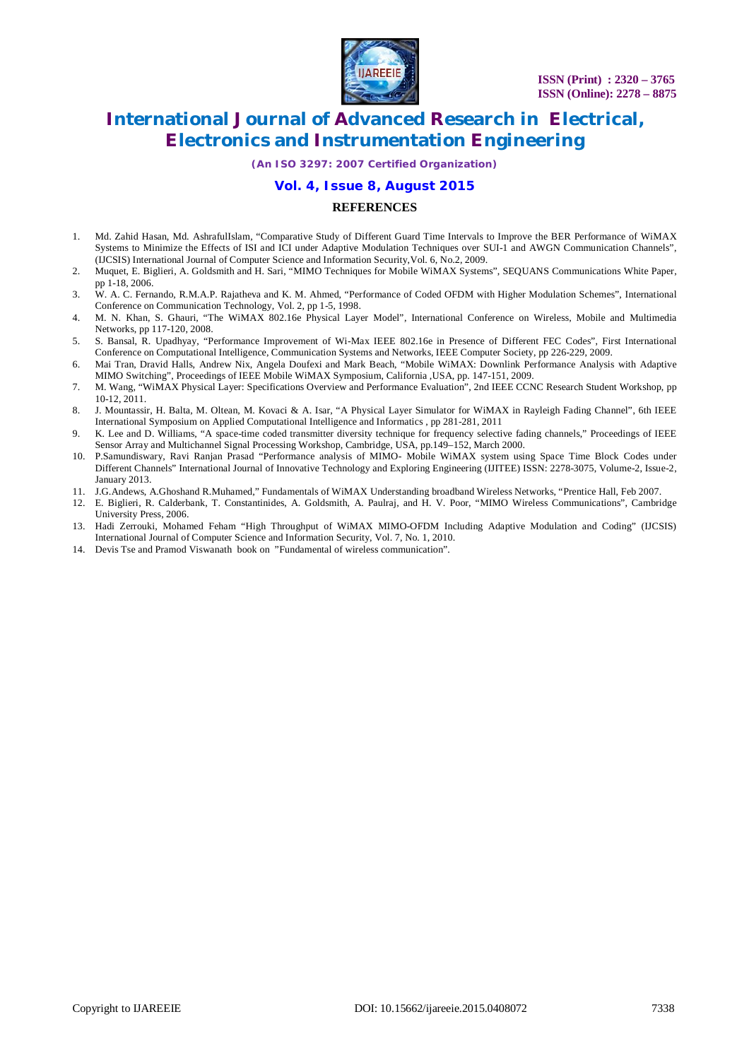## REFERENCES

1. Md. Zahid Hasan, Md. AshrafulIslam, "Comparative Study of Different Guard Time Intervals to Improve the BER Performance of WiMAX Systems to Minimize the Effects of ISI and ICI under Adaptive Modulation Techniques over SUI-1 and AWGN Communication Channels", (IJCSIS) International Journal of Computer Science and Information Security,Vol. 6, No.2, 2009.
2. Muquet, E. Biglieri, A. Goldsmith and H. Sari, "MIMO Techniques for Mobile WiMAX Systems", SEQUANS Communications White Paper, pp 1-18, 2006.
3. W. A. C. Fernando, R.M.A.P. Rajatheva and K. M. Ahmed, "Performance of Coded OFDM with Higher Modulation Schemes", International Conference on Communication Technology, Vol. 2, pp 1-5, 1998.
4. M. N. Khan, S. Ghauri, "The WiMAX 802.16e Physical Layer Model", International Conference on Wireless, Mobile and Multimedia Networks, pp 117-120, 2008.
5. S. Bansal, R. Upadhyay, "Performance Improvement of Wi-Max IEEE 802.16e in Presence of Different FEC Codes", First International Conference on Computational Intelligence, Communication Systems and Networks, IEEE Computer Society, pp 226-229, 2009.
6. Mai Tran, Dravid Halls, Andrew Nix, Angela Doufexi and Mark Beach, "Mobile WiMAX: Downlink Performance Analysis with Adaptive MIMO Switching", Proceedings of IEEE Mobile WiMAX Symposium, California ,USA, pp. 147-151, 2009.
7. M. Wang, "WiMAX Physical Layer: Specifications Overview and Performance Evaluation", 2nd IEEE CCNC Research Student Workshop, pp 10-12, 2011.
8. J. Mountassir, H. Balta, M. Oltean, M. Kovaci & A. Isar, "A Physical Layer Simulator for WiMAX in Rayleigh Fading Channel", 6th IEEE International Symposium on Applied Computational Intelligence and Informatics , pp 281-281, 2011
9. K. Lee and D. Williams, "A space-time coded transmitter diversity technique for frequency selective fading channels," Proceedings of IEEE Sensor Array and Multichannel Signal Processing Workshop, Cambridge, USA, pp.149–152, March 2000.
10. P.Samundiswary, Ravi Ranjan Prasad "Performance analysis of MIMO- Mobile WiMAX system using Space Time Block Codes under Different Channels" International Journal of Innovative Technology and Exploring Engineering (IJITEE) ISSN: 2278-3075, Volume-2, Issue-2, January 2013.
11. J.G.Andews, A.Ghoshand R.Muhamed," Fundamentals of WiMAX Understanding broadband Wireless Networks, "Prentice Hall, Feb 2007.
12. E. Biglieri, R. Calderbank, T. Constantinides, A. Goldsmith, A. Paulraj, and H. V. Poor, "MIMO Wireless Communications", Cambridge University Press, 2006.
13. Hadi Zerrouki, Mohamed Feham "High Throughput of WiMAX MIMO-OFDM Including Adaptive Modulation and Coding" (IJCSIS) International Journal of Computer Science and Information Security, Vol. 7, No. 1, 2010.
14. Devis Tse and Pramod Viswanath book on "Fundamental of wireless communication".